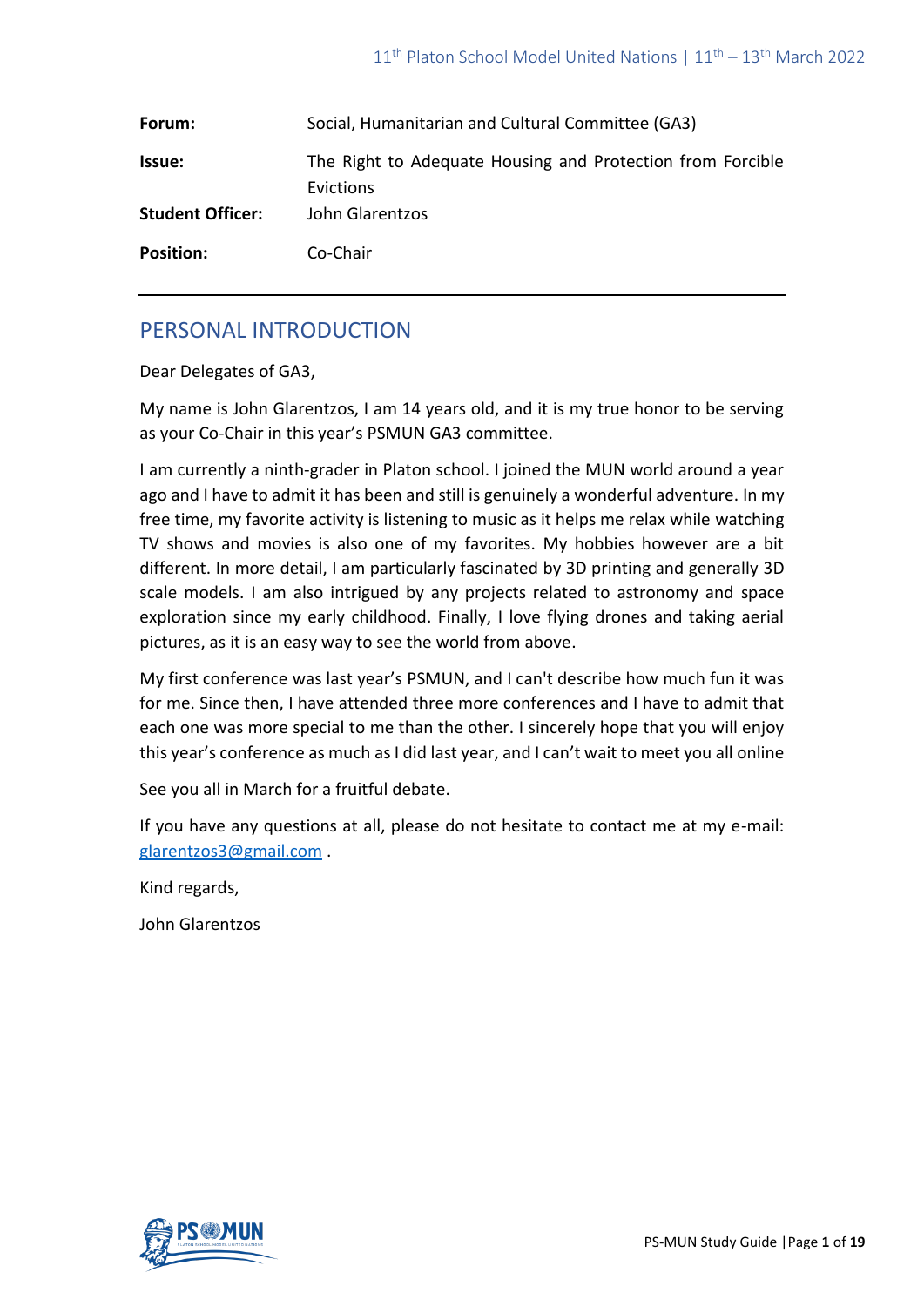| | |
|---|---|
| **Forum:** | Social, Humanitarian and Cultural Committee (GA3) |
| **Issue:** | The Right to Adequate Housing and Protection from Forcible Evictions |
| **Student Officer:** | John Glarentzos |
| **Position:** | Co-Chair |

## PERSONAL INTRODUCTION

Dear Delegates of GA3,

My name is John Glarentzos, I am 14 years old, and it is my true honor to be serving as your Co-Chair in this year's PSMUN GA3 committee.

I am currently a ninth-grader in Platon school. I joined the MUN world around a year ago and I have to admit it has been and still is genuinely a wonderful adventure. In my free time, my favorite activity is listening to music as it helps me relax while watching TV shows and movies is also one of my favorites. My hobbies however are a bit different. In more detail, I am particularly fascinated by 3D printing and generally 3D scale models. I am also intrigued by any projects related to astronomy and space exploration since my early childhood. Finally, I love flying drones and taking aerial pictures, as it is an easy way to see the world from above.

My first conference was last year's PSMUN, and I can't describe how much fun it was for me. Since then, I have attended three more conferences and I have to admit that each one was more special to me than the other. I sincerely hope that you will enjoy this year's conference as much as I did last year, and I can't wait to meet you all online

See you all in March for a fruitful debate.

If you have any questions at all, please do not hesitate to contact me at my e-mail: glarentzos3@gmail.com .

Kind regards,

John Glarentzos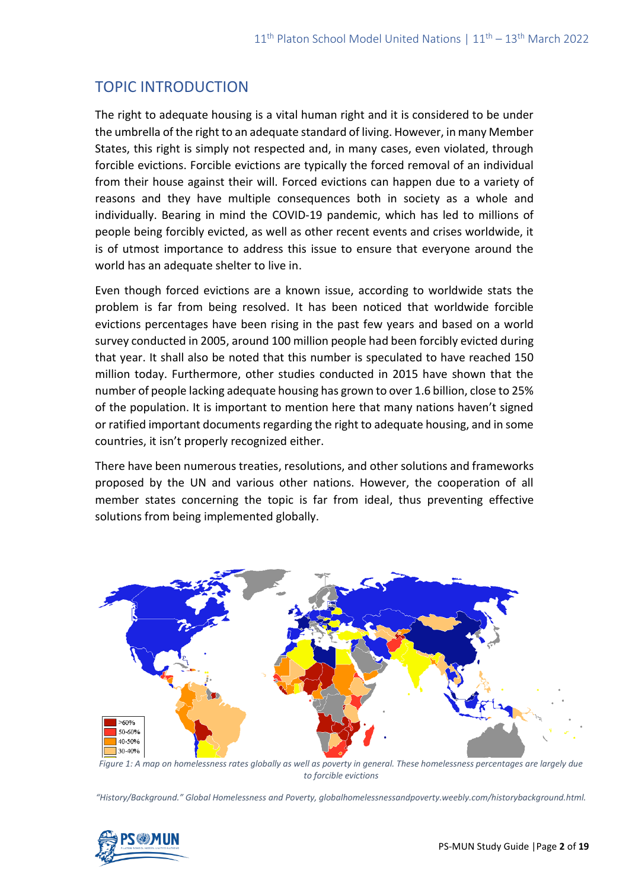## TOPIC INTRODUCTION

The right to adequate housing is a vital human right and it is considered to be under the umbrella of the right to an adequate standard of living. However, in many Member States, this right is simply not respected and, in many cases, even violated, through forcible evictions. Forcible evictions are typically the forced removal of an individual from their house against their will. Forced evictions can happen due to a variety of reasons and they have multiple consequences both in society as a whole and individually. Bearing in mind the COVID-19 pandemic, which has led to millions of people being forcibly evicted, as well as other recent events and crises worldwide, it is of utmost importance to address this issue to ensure that everyone around the world has an adequate shelter to live in.

Even though forced evictions are a known issue, according to worldwide stats the problem is far from being resolved. It has been noticed that worldwide forcible evictions percentages have been rising in the past few years and based on a world survey conducted in 2005, around 100 million people had been forcibly evicted during that year. It shall also be noted that this number is speculated to have reached 150 million today. Furthermore, other studies conducted in 2015 have shown that the number of people lacking adequate housing has grown to over 1.6 billion, close to 25% of the population. It is important to mention here that many nations haven't signed or ratified important documents regarding the right to adequate housing, and in some countries, it isn't properly recognized either.

There have been numerous treaties, resolutions, and other solutions and frameworks proposed by the UN and various other nations. However, the cooperation of all member states concerning the topic is far from ideal, thus preventing effective solutions from being implemented globally.

| >60% |
| --- |
| 50-60% |
| 40-50% |
| 30-40% |

*Figure 1: A map on homelessness rates globally as well as poverty in general. These homelessness percentages are largely due to forcible evictions*

*"History/Background." Global Homelessness and Poverty, globalhomelessnessandpoverty.weebly.com/historybackground.html.*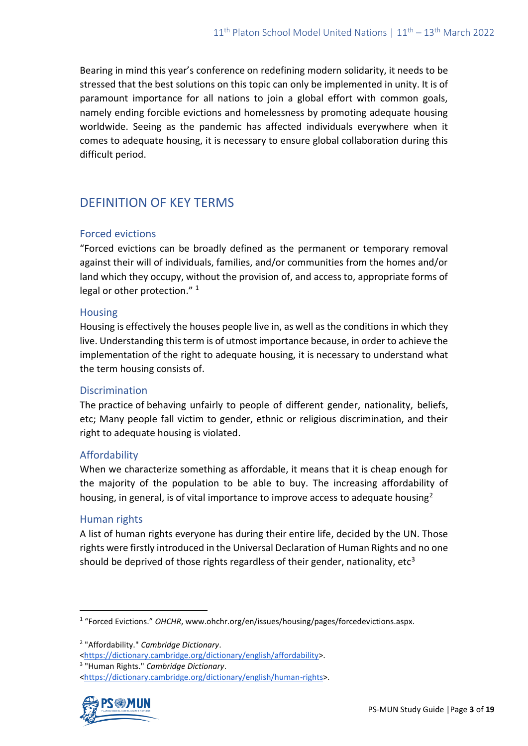Bearing in mind this year's conference on redefining modern solidarity, it needs to be stressed that the best solutions on this topic can only be implemented in unity. It is of paramount importance for all nations to join a global effort with common goals, namely ending forcible evictions and homelessness by promoting adequate housing worldwide. Seeing as the pandemic has affected individuals everywhere when it comes to adequate housing, it is necessary to ensure global collaboration during this difficult period.

## DEFINITION OF KEY TERMS

### Forced evictions

"Forced evictions can be broadly defined as the permanent or temporary removal against their will of individuals, families, and/or communities from the homes and/or land which they occupy, without the provision of, and access to, appropriate forms of legal or other protection." [1]

### Housing

Housing is effectively the houses people live in, as well as the conditions in which they live. Understanding this term is of utmost importance because, in order to achieve the implementation of the right to adequate housing, it is necessary to understand what the term housing consists of.

### Discrimination

The practice of behaving unfairly to people of different gender, nationality, beliefs, etc; Many people fall victim to gender, ethnic or religious discrimination, and their right to adequate housing is violated.

### Affordability

When we characterize something as affordable, it means that it is cheap enough for the majority of the population to be able to buy. The increasing affordability of housing, in general, is of vital importance to improve access to adequate housing[2]

### Human rights

A list of human rights everyone has during their entire life, decided by the UN. Those rights were firstly introduced in the Universal Declaration of Human Rights and no one should be deprived of those rights regardless of their gender, nationality, etc[3]

---

[1] "Forced Evictions." *OHCHR*, www.ohchr.org/en/issues/housing/pages/forcedevictions.aspx.

[2] "Affordability." *Cambridge Dictionary*. <https://dictionary.cambridge.org/dictionary/english/affordability>.

[3] "Human Rights." *Cambridge Dictionary*. <https://dictionary.cambridge.org/dictionary/english/human-rights>.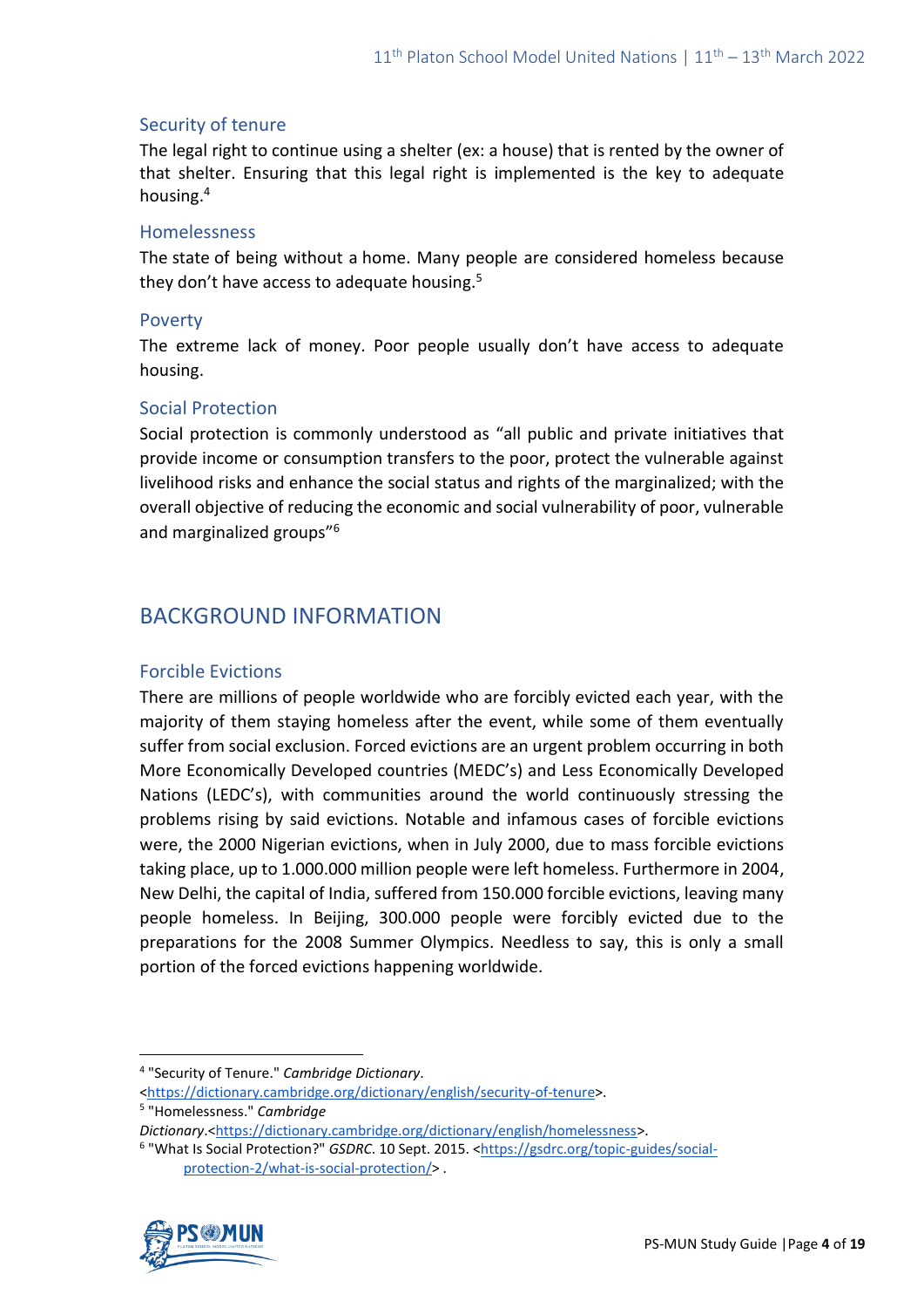### Security of tenure

The legal right to continue using a shelter (ex: a house) that is rented by the owner of that shelter. Ensuring that this legal right is implemented is the key to adequate housing.[4]

### Homelessness

The state of being without a home. Many people are considered homeless because they don't have access to adequate housing.[5]

### Poverty

The extreme lack of money. Poor people usually don't have access to adequate housing.

### Social Protection

Social protection is commonly understood as "all public and private initiatives that provide income or consumption transfers to the poor, protect the vulnerable against livelihood risks and enhance the social status and rights of the marginalized; with the overall objective of reducing the economic and social vulnerability of poor, vulnerable and marginalized groups"[6]

## BACKGROUND INFORMATION

### Forcible Evictions

There are millions of people worldwide who are forcibly evicted each year, with the majority of them staying homeless after the event, while some of them eventually suffer from social exclusion. Forced evictions are an urgent problem occurring in both More Economically Developed countries (MEDC's) and Less Economically Developed Nations (LEDC's), with communities around the world continuously stressing the problems rising by said evictions. Notable and infamous cases of forcible evictions were, the 2000 Nigerian evictions, when in July 2000, due to mass forcible evictions taking place, up to 1.000.000 million people were left homeless. Furthermore in 2004, New Delhi, the capital of India, suffered from 150.000 forcible evictions, leaving many people homeless. In Beijing, 300.000 people were forcibly evicted due to the preparations for the 2008 Summer Olympics. Needless to say, this is only a small portion of the forced evictions happening worldwide.

---

[4] "Security of Tenure." *Cambridge Dictionary*. <https://dictionary.cambridge.org/dictionary/english/security-of-tenure>.

[5] "Homelessness." *Cambridge Dictionary*.<https://dictionary.cambridge.org/dictionary/english/homelessness>.

[6] "What Is Social Protection?" *GSDRC*. 10 Sept. 2015. <https://gsdrc.org/topic-guides/social-protection-2/what-is-social-protection/> .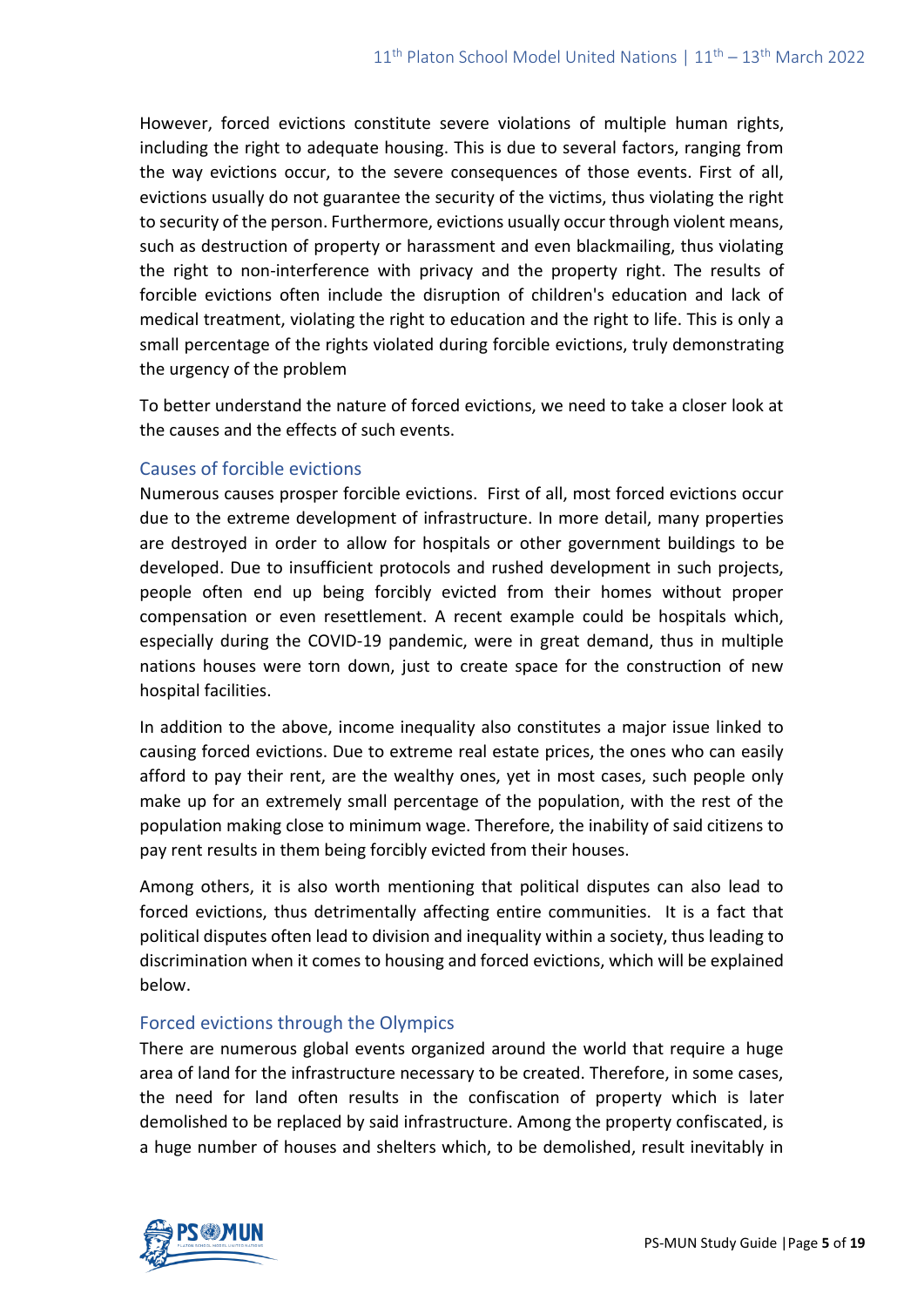However, forced evictions constitute severe violations of multiple human rights, including the right to adequate housing. This is due to several factors, ranging from the way evictions occur, to the severe consequences of those events. First of all, evictions usually do not guarantee the security of the victims, thus violating the right to security of the person. Furthermore, evictions usually occur through violent means, such as destruction of property or harassment and even blackmailing, thus violating the right to non-interference with privacy and the property right. The results of forcible evictions often include the disruption of children's education and lack of medical treatment, violating the right to education and the right to life. This is only a small percentage of the rights violated during forcible evictions, truly demonstrating the urgency of the problem

To better understand the nature of forced evictions, we need to take a closer look at the causes and the effects of such events.

### Causes of forcible evictions

Numerous causes prosper forcible evictions. First of all, most forced evictions occur due to the extreme development of infrastructure. In more detail, many properties are destroyed in order to allow for hospitals or other government buildings to be developed. Due to insufficient protocols and rushed development in such projects, people often end up being forcibly evicted from their homes without proper compensation or even resettlement. A recent example could be hospitals which, especially during the COVID-19 pandemic, were in great demand, thus in multiple nations houses were torn down, just to create space for the construction of new hospital facilities.

In addition to the above, income inequality also constitutes a major issue linked to causing forced evictions. Due to extreme real estate prices, the ones who can easily afford to pay their rent, are the wealthy ones, yet in most cases, such people only make up for an extremely small percentage of the population, with the rest of the population making close to minimum wage. Therefore, the inability of said citizens to pay rent results in them being forcibly evicted from their houses.

Among others, it is also worth mentioning that political disputes can also lead to forced evictions, thus detrimentally affecting entire communities. It is a fact that political disputes often lead to division and inequality within a society, thus leading to discrimination when it comes to housing and forced evictions, which will be explained below.

### Forced evictions through the Olympics

There are numerous global events organized around the world that require a huge area of land for the infrastructure necessary to be created. Therefore, in some cases, the need for land often results in the confiscation of property which is later demolished to be replaced by said infrastructure. Among the property confiscated, is a huge number of houses and shelters which, to be demolished, result inevitably in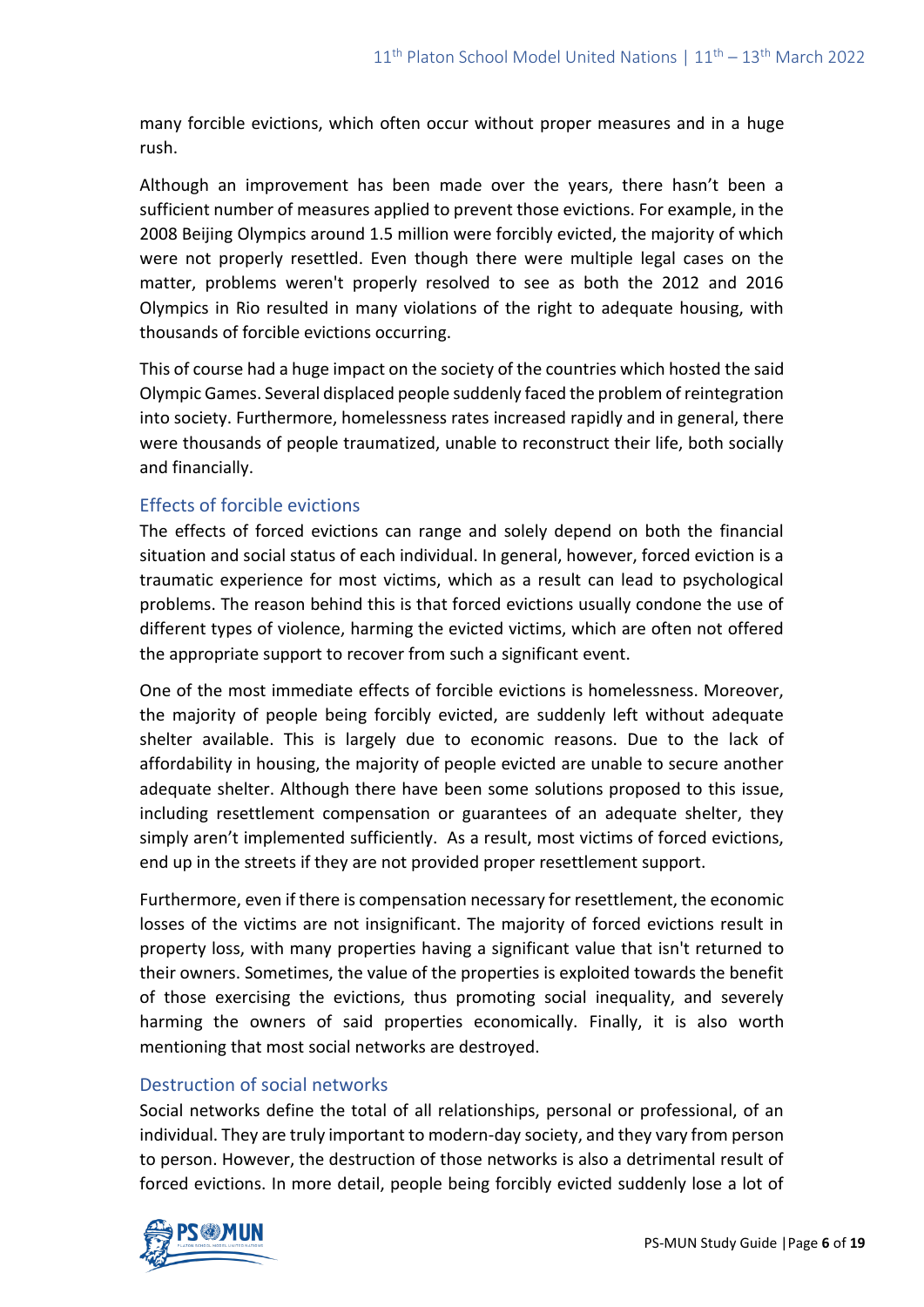many forcible evictions, which often occur without proper measures and in a huge rush.

Although an improvement has been made over the years, there hasn't been a sufficient number of measures applied to prevent those evictions. For example, in the 2008 Beijing Olympics around 1.5 million were forcibly evicted, the majority of which were not properly resettled. Even though there were multiple legal cases on the matter, problems weren't properly resolved to see as both the 2012 and 2016 Olympics in Rio resulted in many violations of the right to adequate housing, with thousands of forcible evictions occurring.

This of course had a huge impact on the society of the countries which hosted the said Olympic Games. Several displaced people suddenly faced the problem of reintegration into society. Furthermore, homelessness rates increased rapidly and in general, there were thousands of people traumatized, unable to reconstruct their life, both socially and financially.

### Effects of forcible evictions

The effects of forced evictions can range and solely depend on both the financial situation and social status of each individual. In general, however, forced eviction is a traumatic experience for most victims, which as a result can lead to psychological problems. The reason behind this is that forced evictions usually condone the use of different types of violence, harming the evicted victims, which are often not offered the appropriate support to recover from such a significant event.

One of the most immediate effects of forcible evictions is homelessness. Moreover, the majority of people being forcibly evicted, are suddenly left without adequate shelter available. This is largely due to economic reasons. Due to the lack of affordability in housing, the majority of people evicted are unable to secure another adequate shelter. Although there have been some solutions proposed to this issue, including resettlement compensation or guarantees of an adequate shelter, they simply aren't implemented sufficiently. As a result, most victims of forced evictions, end up in the streets if they are not provided proper resettlement support.

Furthermore, even if there is compensation necessary for resettlement, the economic losses of the victims are not insignificant. The majority of forced evictions result in property loss, with many properties having a significant value that isn't returned to their owners. Sometimes, the value of the properties is exploited towards the benefit of those exercising the evictions, thus promoting social inequality, and severely harming the owners of said properties economically. Finally, it is also worth mentioning that most social networks are destroyed.

### Destruction of social networks

Social networks define the total of all relationships, personal or professional, of an individual. They are truly important to modern-day society, and they vary from person to person. However, the destruction of those networks is also a detrimental result of forced evictions. In more detail, people being forcibly evicted suddenly lose a lot of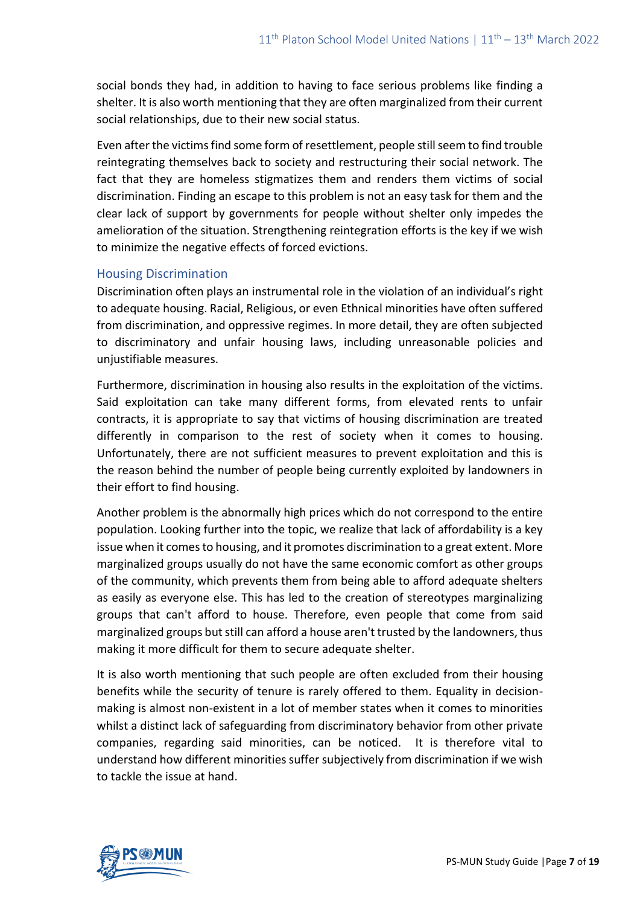social bonds they had, in addition to having to face serious problems like finding a shelter. It is also worth mentioning that they are often marginalized from their current social relationships, due to their new social status.

Even after the victims find some form of resettlement, people still seem to find trouble reintegrating themselves back to society and restructuring their social network. The fact that they are homeless stigmatizes them and renders them victims of social discrimination. Finding an escape to this problem is not an easy task for them and the clear lack of support by governments for people without shelter only impedes the amelioration of the situation. Strengthening reintegration efforts is the key if we wish to minimize the negative effects of forced evictions.

### Housing Discrimination

Discrimination often plays an instrumental role in the violation of an individual's right to adequate housing. Racial, Religious, or even Ethnical minorities have often suffered from discrimination, and oppressive regimes. In more detail, they are often subjected to discriminatory and unfair housing laws, including unreasonable policies and unjustifiable measures.

Furthermore, discrimination in housing also results in the exploitation of the victims. Said exploitation can take many different forms, from elevated rents to unfair contracts, it is appropriate to say that victims of housing discrimination are treated differently in comparison to the rest of society when it comes to housing. Unfortunately, there are not sufficient measures to prevent exploitation and this is the reason behind the number of people being currently exploited by landowners in their effort to find housing.

Another problem is the abnormally high prices which do not correspond to the entire population. Looking further into the topic, we realize that lack of affordability is a key issue when it comes to housing, and it promotes discrimination to a great extent. More marginalized groups usually do not have the same economic comfort as other groups of the community, which prevents them from being able to afford adequate shelters as easily as everyone else. This has led to the creation of stereotypes marginalizing groups that can't afford to house. Therefore, even people that come from said marginalized groups but still can afford a house aren't trusted by the landowners, thus making it more difficult for them to secure adequate shelter.

It is also worth mentioning that such people are often excluded from their housing benefits while the security of tenure is rarely offered to them. Equality in decision-making is almost non-existent in a lot of member states when it comes to minorities whilst a distinct lack of safeguarding from discriminatory behavior from other private companies, regarding said minorities, can be noticed. It is therefore vital to understand how different minorities suffer subjectively from discrimination if we wish to tackle the issue at hand.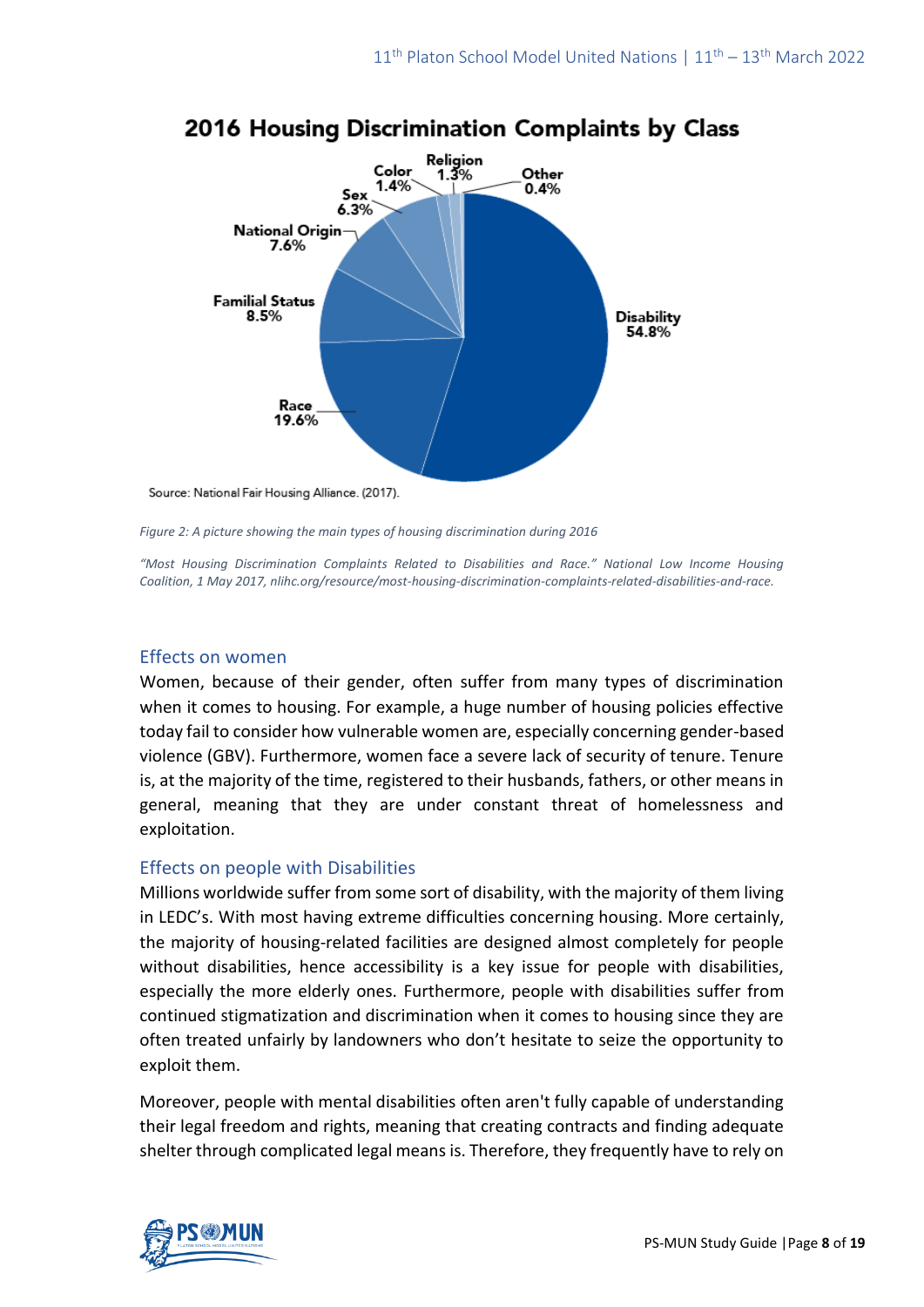**2016 Housing Discrimination Complaints by Class**

| Class | Percentage |
| --- | --- |
| Disability | 54.8% |
| Race | 19.6% |
| Familial Status | 8.5% |
| National Origin | 7.6% |
| Sex | 6.3% |
| Color | 1.4% |
| Religion | 1.3% |
| Other | 0.4% |

Source: National Fair Housing Alliance. (2017).

*Figure 2: A picture showing the main types of housing discrimination during 2016*

*"Most Housing Discrimination Complaints Related to Disabilities and Race." National Low Income Housing Coalition, 1 May 2017, nlihc.org/resource/most-housing-discrimination-complaints-related-disabilities-and-race.*

## Effects on women

Women, because of their gender, often suffer from many types of discrimination when it comes to housing. For example, a huge number of housing policies effective today fail to consider how vulnerable women are, especially concerning gender-based violence (GBV). Furthermore, women face a severe lack of security of tenure. Tenure is, at the majority of the time, registered to their husbands, fathers, or other means in general, meaning that they are under constant threat of homelessness and exploitation.

## Effects on people with Disabilities

Millions worldwide suffer from some sort of disability, with the majority of them living in LEDC's. With most having extreme difficulties concerning housing. More certainly, the majority of housing-related facilities are designed almost completely for people without disabilities, hence accessibility is a key issue for people with disabilities, especially the more elderly ones. Furthermore, people with disabilities suffer from continued stigmatization and discrimination when it comes to housing since they are often treated unfairly by landowners who don't hesitate to seize the opportunity to exploit them.

Moreover, people with mental disabilities often aren't fully capable of understanding their legal freedom and rights, meaning that creating contracts and finding adequate shelter through complicated legal means is. Therefore, they frequently have to rely on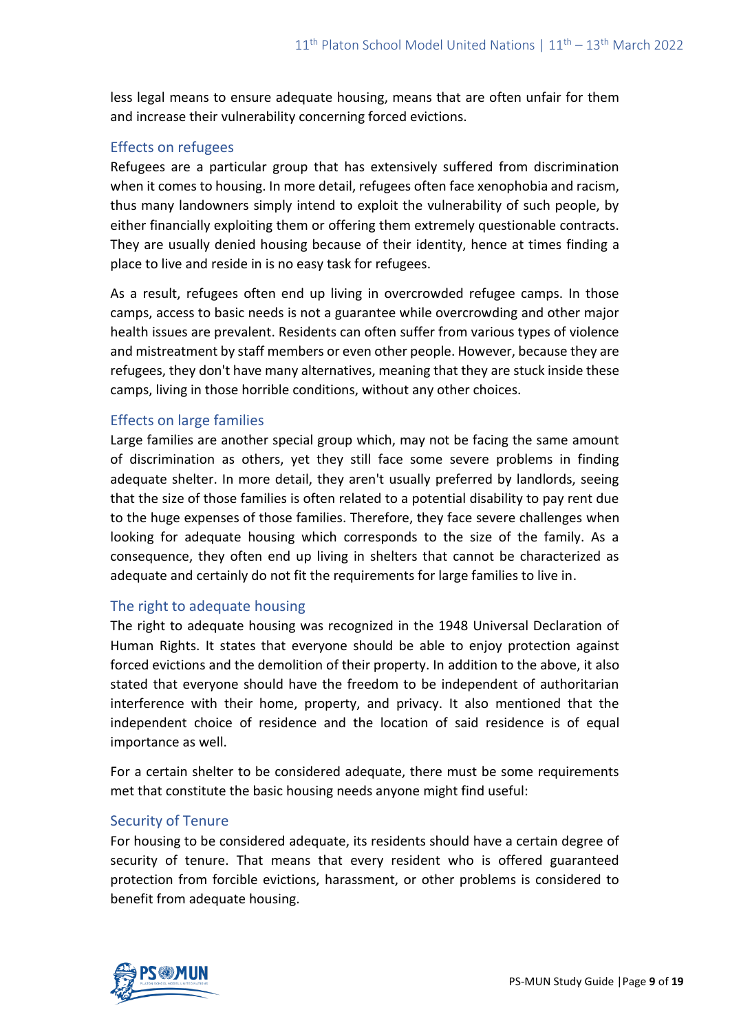less legal means to ensure adequate housing, means that are often unfair for them and increase their vulnerability concerning forced evictions.

### Effects on refugees

Refugees are a particular group that has extensively suffered from discrimination when it comes to housing. In more detail, refugees often face xenophobia and racism, thus many landowners simply intend to exploit the vulnerability of such people, by either financially exploiting them or offering them extremely questionable contracts. They are usually denied housing because of their identity, hence at times finding a place to live and reside in is no easy task for refugees.

As a result, refugees often end up living in overcrowded refugee camps. In those camps, access to basic needs is not a guarantee while overcrowding and other major health issues are prevalent. Residents can often suffer from various types of violence and mistreatment by staff members or even other people. However, because they are refugees, they don't have many alternatives, meaning that they are stuck inside these camps, living in those horrible conditions, without any other choices.

### Effects on large families

Large families are another special group which, may not be facing the same amount of discrimination as others, yet they still face some severe problems in finding adequate shelter. In more detail, they aren't usually preferred by landlords, seeing that the size of those families is often related to a potential disability to pay rent due to the huge expenses of those families. Therefore, they face severe challenges when looking for adequate housing which corresponds to the size of the family. As a consequence, they often end up living in shelters that cannot be characterized as adequate and certainly do not fit the requirements for large families to live in.

### The right to adequate housing

The right to adequate housing was recognized in the 1948 Universal Declaration of Human Rights. It states that everyone should be able to enjoy protection against forced evictions and the demolition of their property. In addition to the above, it also stated that everyone should have the freedom to be independent of authoritarian interference with their home, property, and privacy. It also mentioned that the independent choice of residence and the location of said residence is of equal importance as well.

For a certain shelter to be considered adequate, there must be some requirements met that constitute the basic housing needs anyone might find useful:

### Security of Tenure

For housing to be considered adequate, its residents should have a certain degree of security of tenure. That means that every resident who is offered guaranteed protection from forcible evictions, harassment, or other problems is considered to benefit from adequate housing.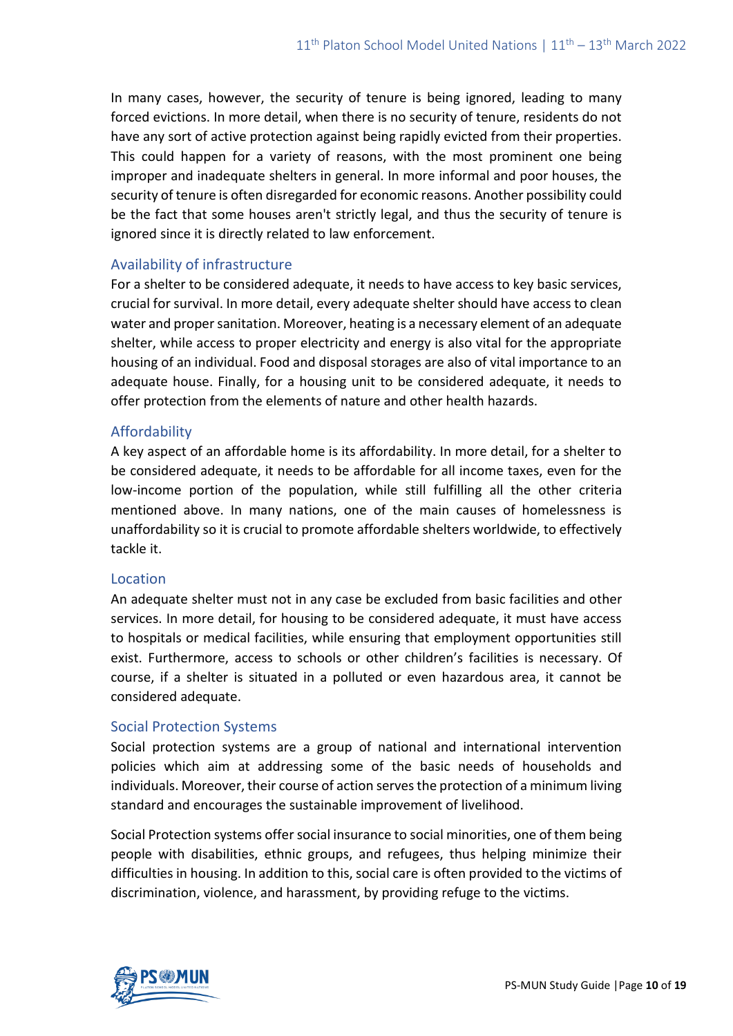In many cases, however, the security of tenure is being ignored, leading to many forced evictions. In more detail, when there is no security of tenure, residents do not have any sort of active protection against being rapidly evicted from their properties. This could happen for a variety of reasons, with the most prominent one being improper and inadequate shelters in general. In more informal and poor houses, the security of tenure is often disregarded for economic reasons. Another possibility could be the fact that some houses aren't strictly legal, and thus the security of tenure is ignored since it is directly related to law enforcement.

### Availability of infrastructure

For a shelter to be considered adequate, it needs to have access to key basic services, crucial for survival. In more detail, every adequate shelter should have access to clean water and proper sanitation. Moreover, heating is a necessary element of an adequate shelter, while access to proper electricity and energy is also vital for the appropriate housing of an individual. Food and disposal storages are also of vital importance to an adequate house. Finally, for a housing unit to be considered adequate, it needs to offer protection from the elements of nature and other health hazards.

### Affordability

A key aspect of an affordable home is its affordability. In more detail, for a shelter to be considered adequate, it needs to be affordable for all income taxes, even for the low-income portion of the population, while still fulfilling all the other criteria mentioned above. In many nations, one of the main causes of homelessness is unaffordability so it is crucial to promote affordable shelters worldwide, to effectively tackle it.

### Location

An adequate shelter must not in any case be excluded from basic facilities and other services. In more detail, for housing to be considered adequate, it must have access to hospitals or medical facilities, while ensuring that employment opportunities still exist. Furthermore, access to schools or other children's facilities is necessary. Of course, if a shelter is situated in a polluted or even hazardous area, it cannot be considered adequate.

### Social Protection Systems

Social protection systems are a group of national and international intervention policies which aim at addressing some of the basic needs of households and individuals. Moreover, their course of action serves the protection of a minimum living standard and encourages the sustainable improvement of livelihood.

Social Protection systems offer social insurance to social minorities, one of them being people with disabilities, ethnic groups, and refugees, thus helping minimize their difficulties in housing. In addition to this, social care is often provided to the victims of discrimination, violence, and harassment, by providing refuge to the victims.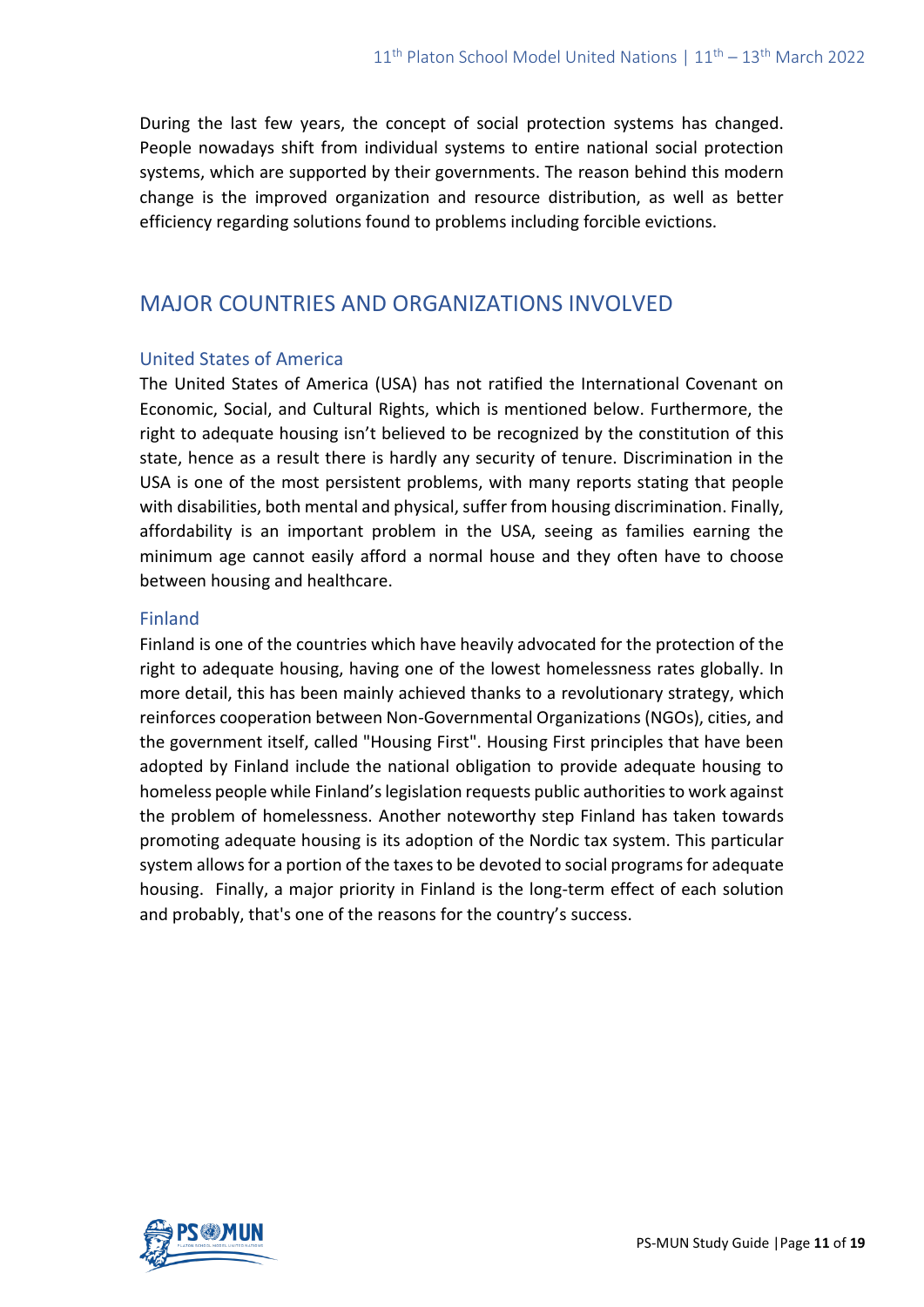During the last few years, the concept of social protection systems has changed. People nowadays shift from individual systems to entire national social protection systems, which are supported by their governments. The reason behind this modern change is the improved organization and resource distribution, as well as better efficiency regarding solutions found to problems including forcible evictions.

## MAJOR COUNTRIES AND ORGANIZATIONS INVOLVED

### United States of America

The United States of America (USA) has not ratified the International Covenant on Economic, Social, and Cultural Rights, which is mentioned below. Furthermore, the right to adequate housing isn't believed to be recognized by the constitution of this state, hence as a result there is hardly any security of tenure. Discrimination in the USA is one of the most persistent problems, with many reports stating that people with disabilities, both mental and physical, suffer from housing discrimination. Finally, affordability is an important problem in the USA, seeing as families earning the minimum age cannot easily afford a normal house and they often have to choose between housing and healthcare.

### Finland

Finland is one of the countries which have heavily advocated for the protection of the right to adequate housing, having one of the lowest homelessness rates globally. In more detail, this has been mainly achieved thanks to a revolutionary strategy, which reinforces cooperation between Non-Governmental Organizations (NGOs), cities, and the government itself, called "Housing First". Housing First principles that have been adopted by Finland include the national obligation to provide adequate housing to homeless people while Finland's legislation requests public authorities to work against the problem of homelessness. Another noteworthy step Finland has taken towards promoting adequate housing is its adoption of the Nordic tax system. This particular system allows for a portion of the taxes to be devoted to social programs for adequate housing. Finally, a major priority in Finland is the long-term effect of each solution and probably, that's one of the reasons for the country's success.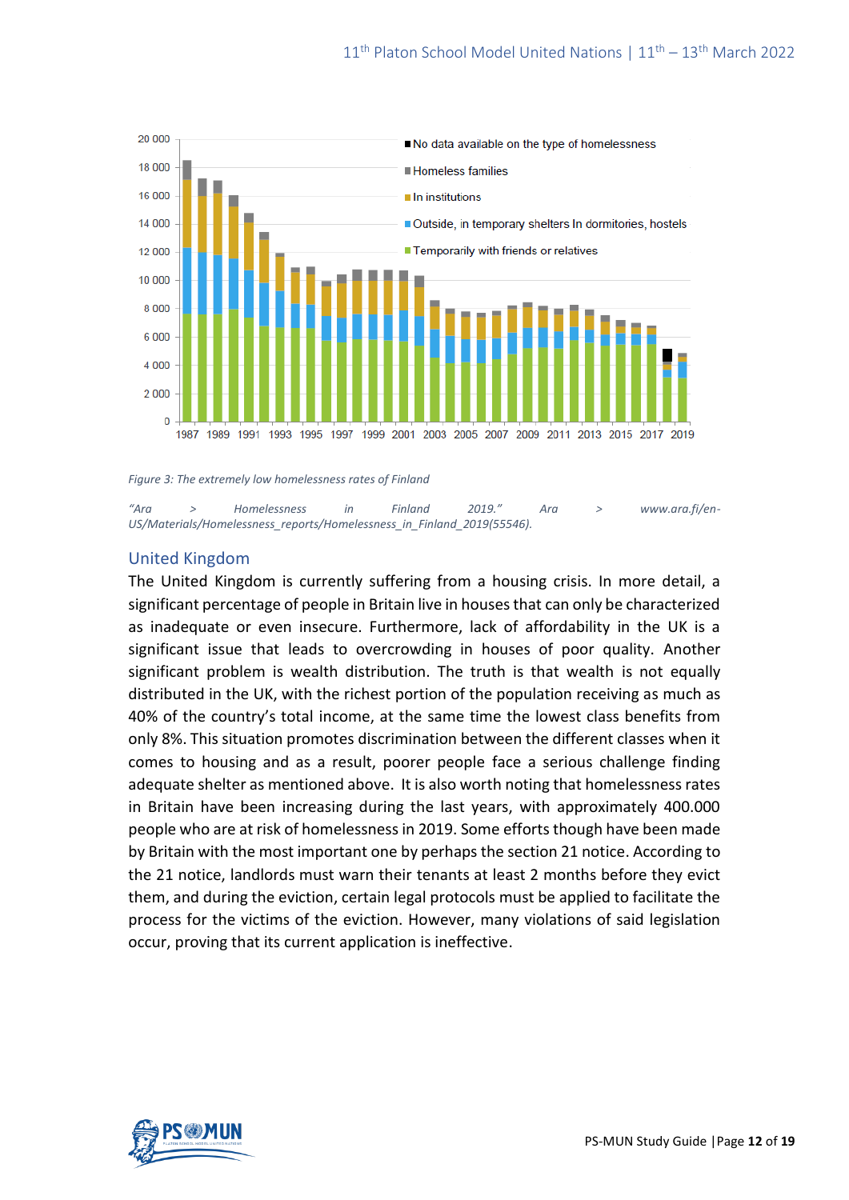*Figure 3: The extremely low homelessness rates of Finland*

*"Ara > Homelessness in Finland 2019." Ara > www.ara.fi/en-US/Materials/Homelessness_reports/Homelessness_in_Finland_2019(55546).*

## United Kingdom

The United Kingdom is currently suffering from a housing crisis. In more detail, a significant percentage of people in Britain live in houses that can only be characterized as inadequate or even insecure. Furthermore, lack of affordability in the UK is a significant issue that leads to overcrowding in houses of poor quality. Another significant problem is wealth distribution. The truth is that wealth is not equally distributed in the UK, with the richest portion of the population receiving as much as 40% of the country's total income, at the same time the lowest class benefits from only 8%. This situation promotes discrimination between the different classes when it comes to housing and as a result, poorer people face a serious challenge finding adequate shelter as mentioned above. It is also worth noting that homelessness rates in Britain have been increasing during the last years, with approximately 400.000 people who are at risk of homelessness in 2019. Some efforts though have been made by Britain with the most important one by perhaps the section 21 notice. According to the 21 notice, landlords must warn their tenants at least 2 months before they evict them, and during the eviction, certain legal protocols must be applied to facilitate the process for the victims of the eviction. However, many violations of said legislation occur, proving that its current application is ineffective.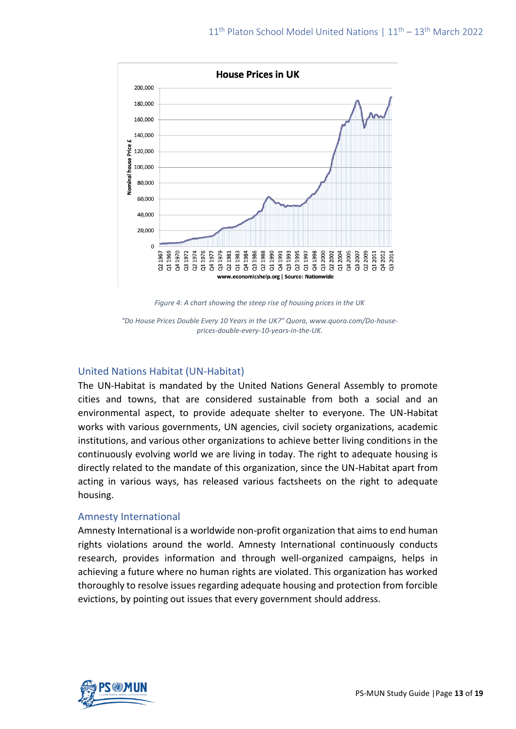*Figure 4: A chart showing the steep rise of housing prices in the UK*

*"Do House Prices Double Every 10 Years in the UK?" Quora, www.quora.com/Do-house-prices-double-every-10-years-in-the-UK.*

## United Nations Habitat (UN-Habitat)

The UN-Habitat is mandated by the United Nations General Assembly to promote cities and towns, that are considered sustainable from both a social and an environmental aspect, to provide adequate shelter to everyone. The UN-Habitat works with various governments, UN agencies, civil society organizations, academic institutions, and various other organizations to achieve better living conditions in the continuously evolving world we are living in today. The right to adequate housing is directly related to the mandate of this organization, since the UN-Habitat apart from acting in various ways, has released various factsheets on the right to adequate housing.

## Amnesty International

Amnesty International is a worldwide non-profit organization that aims to end human rights violations around the world. Amnesty International continuously conducts research, provides information and through well-organized campaigns, helps in achieving a future where no human rights are violated. This organization has worked thoroughly to resolve issues regarding adequate housing and protection from forcible evictions, by pointing out issues that every government should address.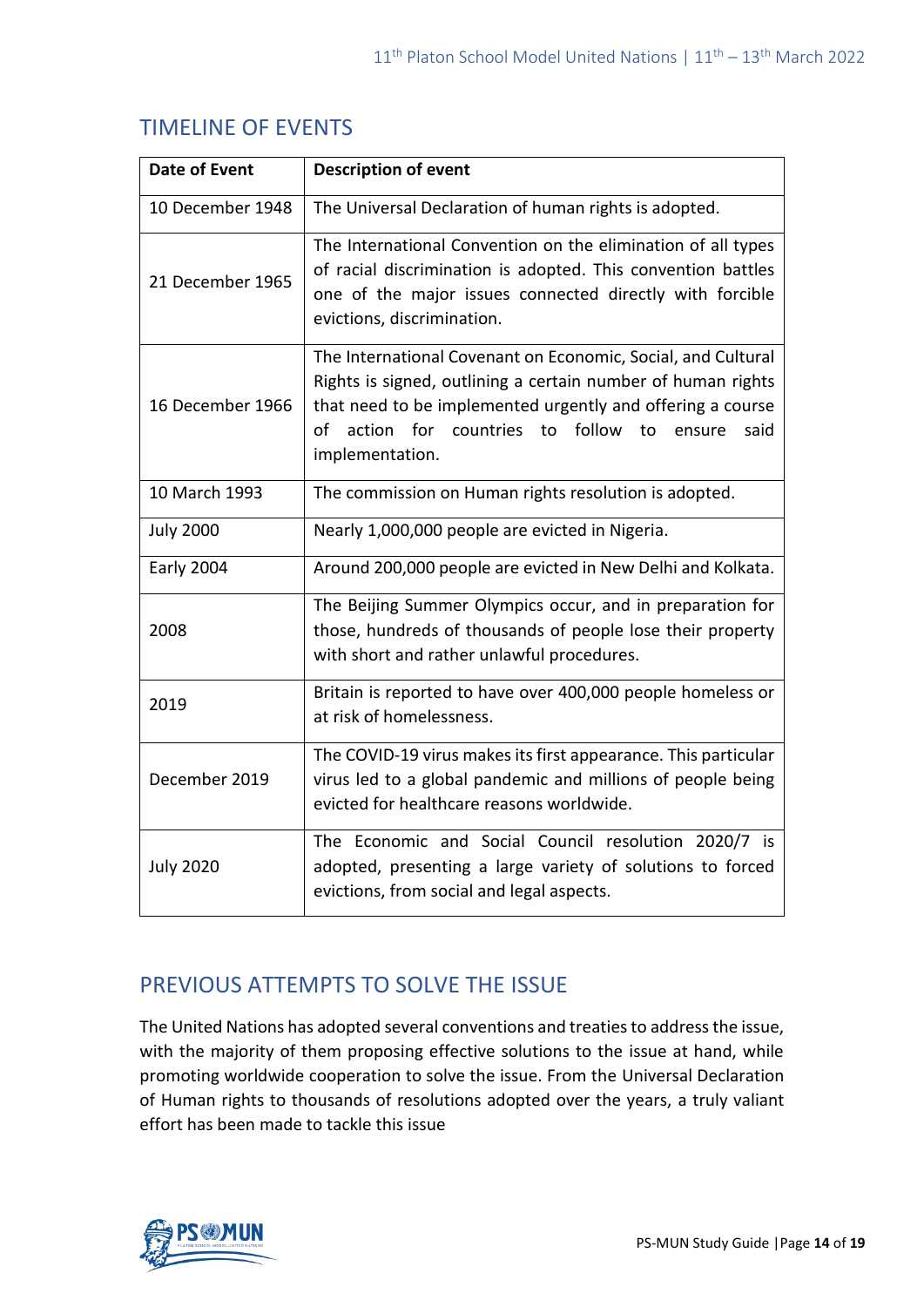## TIMELINE OF EVENTS

| Date of Event | Description of event |
|---|---|
| 10 December 1948 | The Universal Declaration of human rights is adopted. |
| 21 December 1965 | The International Convention on the elimination of all types of racial discrimination is adopted. This convention battles one of the major issues connected directly with forcible evictions, discrimination. |
| 16 December 1966 | The International Covenant on Economic, Social, and Cultural Rights is signed, outlining a certain number of human rights that need to be implemented urgently and offering a course of action for countries to follow to ensure said implementation. |
| 10 March 1993 | The commission on Human rights resolution is adopted. |
| July 2000 | Nearly 1,000,000 people are evicted in Nigeria. |
| Early 2004 | Around 200,000 people are evicted in New Delhi and Kolkata. |
| 2008 | The Beijing Summer Olympics occur, and in preparation for those, hundreds of thousands of people lose their property with short and rather unlawful procedures. |
| 2019 | Britain is reported to have over 400,000 people homeless or at risk of homelessness. |
| December 2019 | The COVID-19 virus makes its first appearance. This particular virus led to a global pandemic and millions of people being evicted for healthcare reasons worldwide. |
| July 2020 | The Economic and Social Council resolution 2020/7 is adopted, presenting a large variety of solutions to forced evictions, from social and legal aspects. |

## PREVIOUS ATTEMPTS TO SOLVE THE ISSUE

The United Nations has adopted several conventions and treaties to address the issue, with the majority of them proposing effective solutions to the issue at hand, while promoting worldwide cooperation to solve the issue. From the Universal Declaration of Human rights to thousands of resolutions adopted over the years, a truly valiant effort has been made to tackle this issue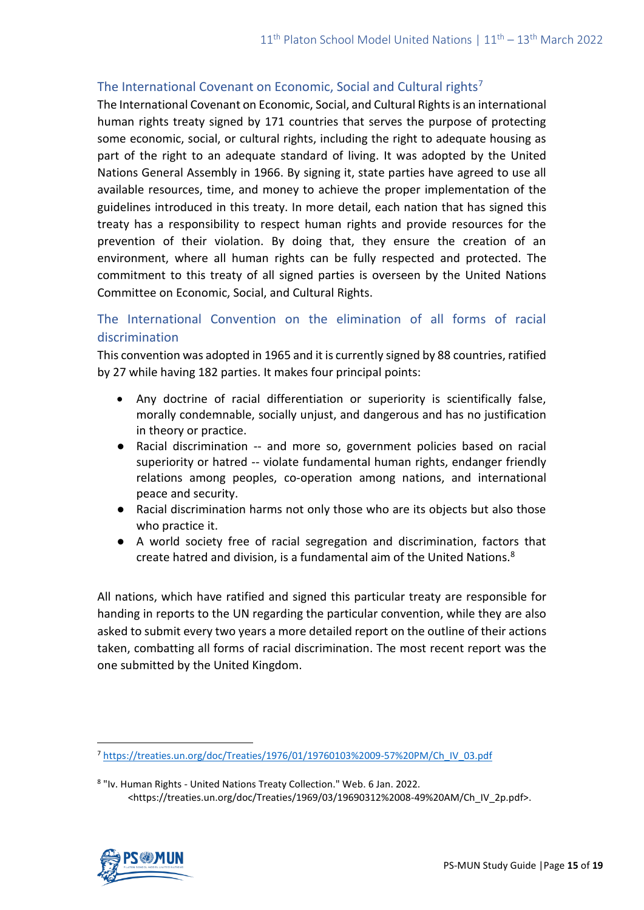## The International Covenant on Economic, Social and Cultural rights[7]

The International Covenant on Economic, Social, and Cultural Rights is an international human rights treaty signed by 171 countries that serves the purpose of protecting some economic, social, or cultural rights, including the right to adequate housing as part of the right to an adequate standard of living. It was adopted by the United Nations General Assembly in 1966. By signing it, state parties have agreed to use all available resources, time, and money to achieve the proper implementation of the guidelines introduced in this treaty. In more detail, each nation that has signed this treaty has a responsibility to respect human rights and provide resources for the prevention of their violation. By doing that, they ensure the creation of an environment, where all human rights can be fully respected and protected. The commitment to this treaty of all signed parties is overseen by the United Nations Committee on Economic, Social, and Cultural Rights.

## The International Convention on the elimination of all forms of racial discrimination

This convention was adopted in 1965 and it is currently signed by 88 countries, ratified by 27 while having 182 parties. It makes four principal points:

- Any doctrine of racial differentiation or superiority is scientifically false, morally condemnable, socially unjust, and dangerous and has no justification in theory or practice.
- Racial discrimination -- and more so, government policies based on racial superiority or hatred -- violate fundamental human rights, endanger friendly relations among peoples, co-operation among nations, and international peace and security.
- Racial discrimination harms not only those who are its objects but also those who practice it.
- A world society free of racial segregation and discrimination, factors that create hatred and division, is a fundamental aim of the United Nations.[8]

All nations, which have ratified and signed this particular treaty are responsible for handing in reports to the UN regarding the particular convention, while they are also asked to submit every two years a more detailed report on the outline of their actions taken, combatting all forms of racial discrimination. The most recent report was the one submitted by the United Kingdom.

---

[7] https://treaties.un.org/doc/Treaties/1976/01/19760103%2009-57%20PM/Ch_IV_03.pdf

[8] "Iv. Human Rights - United Nations Treaty Collection." Web. 6 Jan. 2022. <https://treaties.un.org/doc/Treaties/1969/03/19690312%2008-49%20AM/Ch_IV_2p.pdf>.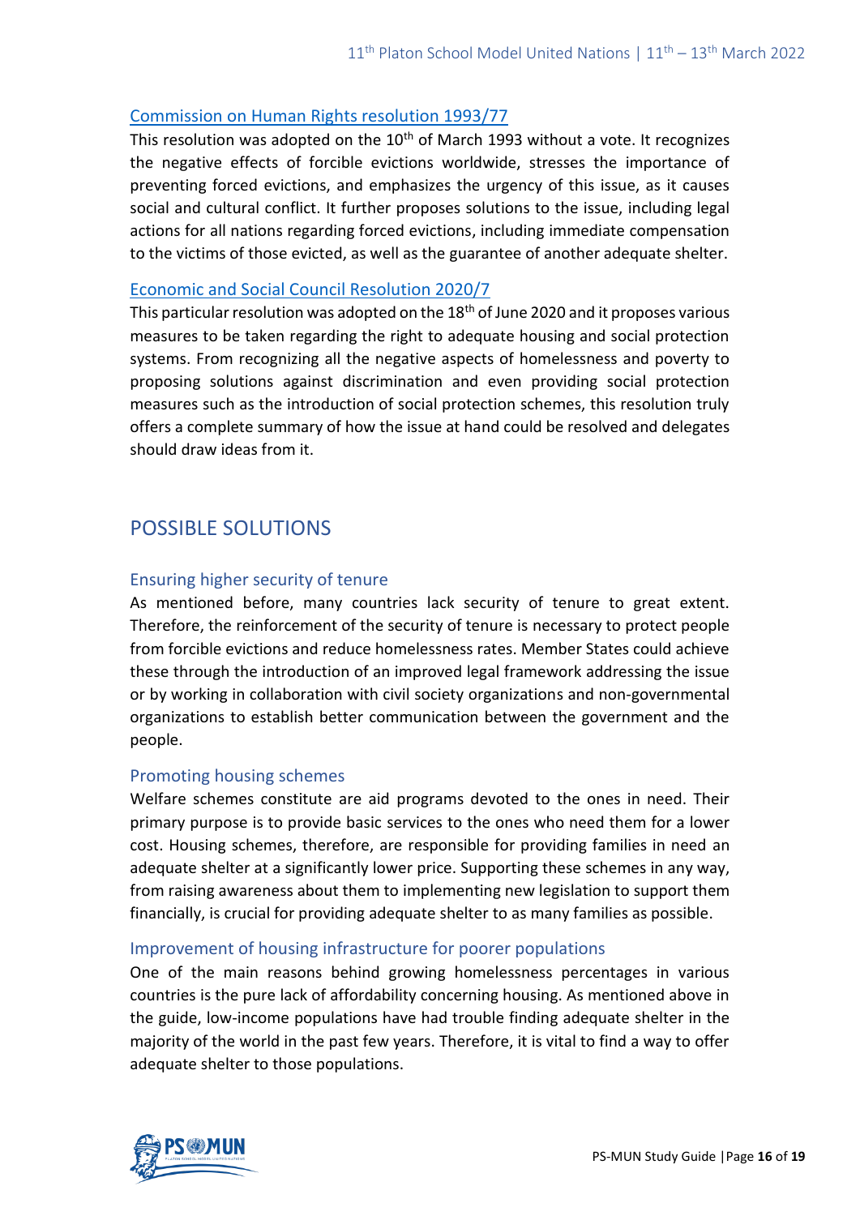### Commission on Human Rights resolution 1993/77

This resolution was adopted on the 10th of March 1993 without a vote. It recognizes the negative effects of forcible evictions worldwide, stresses the importance of preventing forced evictions, and emphasizes the urgency of this issue, as it causes social and cultural conflict. It further proposes solutions to the issue, including legal actions for all nations regarding forced evictions, including immediate compensation to the victims of those evicted, as well as the guarantee of another adequate shelter.

### Economic and Social Council Resolution 2020/7

This particular resolution was adopted on the 18th of June 2020 and it proposes various measures to be taken regarding the right to adequate housing and social protection systems. From recognizing all the negative aspects of homelessness and poverty to proposing solutions against discrimination and even providing social protection measures such as the introduction of social protection schemes, this resolution truly offers a complete summary of how the issue at hand could be resolved and delegates should draw ideas from it.

## POSSIBLE SOLUTIONS

### Ensuring higher security of tenure

As mentioned before, many countries lack security of tenure to great extent. Therefore, the reinforcement of the security of tenure is necessary to protect people from forcible evictions and reduce homelessness rates. Member States could achieve these through the introduction of an improved legal framework addressing the issue or by working in collaboration with civil society organizations and non-governmental organizations to establish better communication between the government and the people.

### Promoting housing schemes

Welfare schemes constitute are aid programs devoted to the ones in need. Their primary purpose is to provide basic services to the ones who need them for a lower cost. Housing schemes, therefore, are responsible for providing families in need an adequate shelter at a significantly lower price. Supporting these schemes in any way, from raising awareness about them to implementing new legislation to support them financially, is crucial for providing adequate shelter to as many families as possible.

### Improvement of housing infrastructure for poorer populations

One of the main reasons behind growing homelessness percentages in various countries is the pure lack of affordability concerning housing. As mentioned above in the guide, low-income populations have had trouble finding adequate shelter in the majority of the world in the past few years. Therefore, it is vital to find a way to offer adequate shelter to those populations.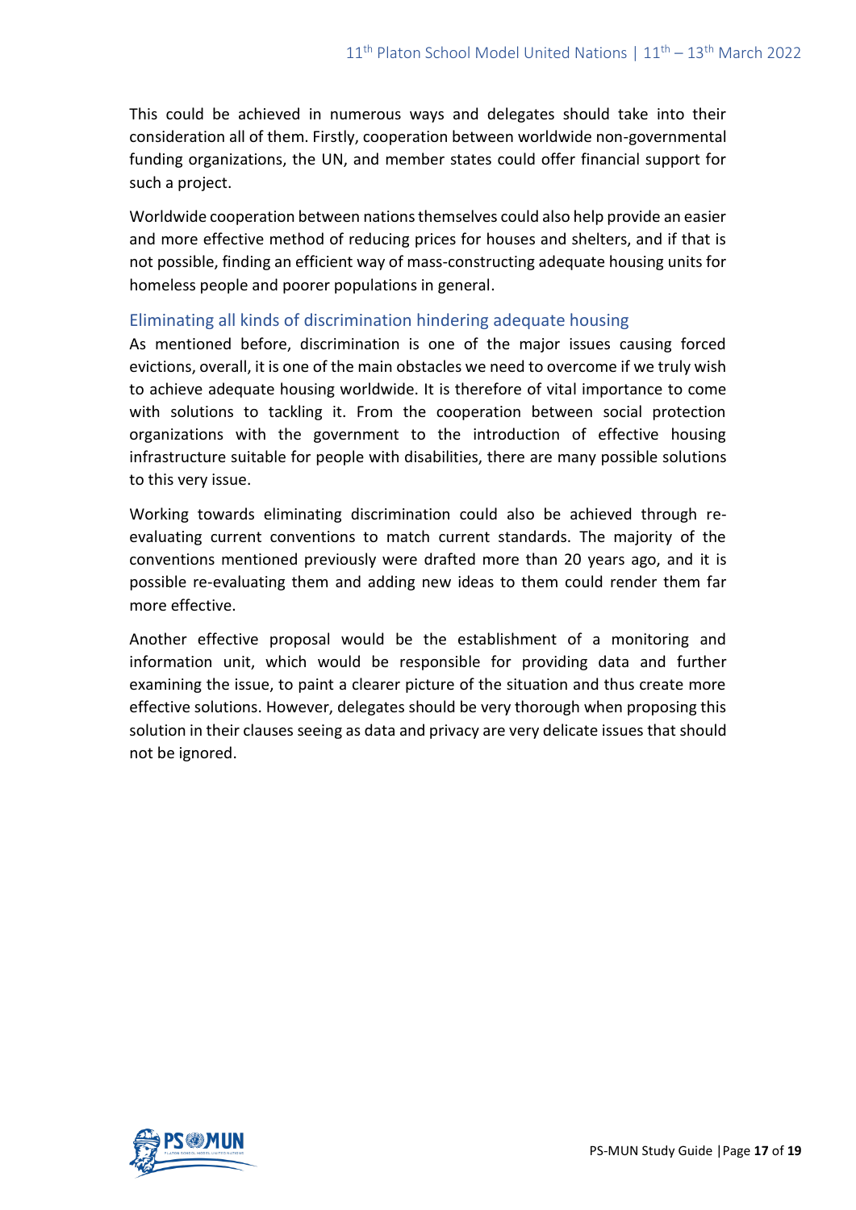This could be achieved in numerous ways and delegates should take into their consideration all of them. Firstly, cooperation between worldwide non-governmental funding organizations, the UN, and member states could offer financial support for such a project.

Worldwide cooperation between nations themselves could also help provide an easier and more effective method of reducing prices for houses and shelters, and if that is not possible, finding an efficient way of mass-constructing adequate housing units for homeless people and poorer populations in general.

### Eliminating all kinds of discrimination hindering adequate housing

As mentioned before, discrimination is one of the major issues causing forced evictions, overall, it is one of the main obstacles we need to overcome if we truly wish to achieve adequate housing worldwide. It is therefore of vital importance to come with solutions to tackling it. From the cooperation between social protection organizations with the government to the introduction of effective housing infrastructure suitable for people with disabilities, there are many possible solutions to this very issue.

Working towards eliminating discrimination could also be achieved through re-evaluating current conventions to match current standards. The majority of the conventions mentioned previously were drafted more than 20 years ago, and it is possible re-evaluating them and adding new ideas to them could render them far more effective.

Another effective proposal would be the establishment of a monitoring and information unit, which would be responsible for providing data and further examining the issue, to paint a clearer picture of the situation and thus create more effective solutions. However, delegates should be very thorough when proposing this solution in their clauses seeing as data and privacy are very delicate issues that should not be ignored.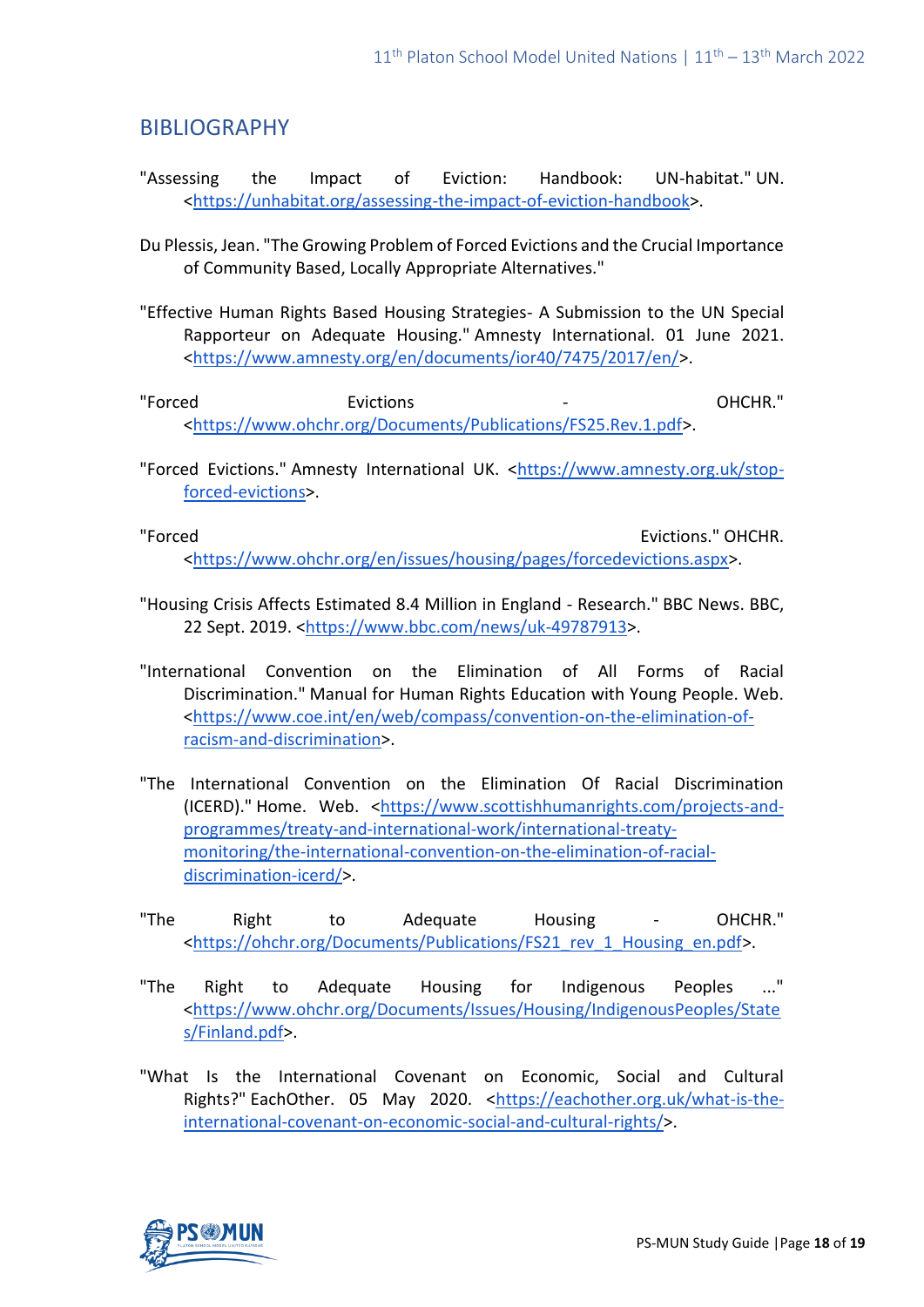## BIBLIOGRAPHY

"Assessing the Impact of Eviction: Handbook: UN-habitat." UN. <https://unhabitat.org/assessing-the-impact-of-eviction-handbook>.

Du Plessis, Jean. "The Growing Problem of Forced Evictions and the Crucial Importance of Community Based, Locally Appropriate Alternatives."

"Effective Human Rights Based Housing Strategies- A Submission to the UN Special Rapporteur on Adequate Housing." Amnesty International. 01 June 2021. <https://www.amnesty.org/en/documents/ior40/7475/2017/en/>.

"Forced Evictions - OHCHR." <https://www.ohchr.org/Documents/Publications/FS25.Rev.1.pdf>.

"Forced Evictions." Amnesty International UK. <https://www.amnesty.org.uk/stop-forced-evictions>.

"Forced Evictions." OHCHR. <https://www.ohchr.org/en/issues/housing/pages/forcedevictions.aspx>.

"Housing Crisis Affects Estimated 8.4 Million in England - Research." BBC News. BBC, 22 Sept. 2019. <https://www.bbc.com/news/uk-49787913>.

"International Convention on the Elimination of All Forms of Racial Discrimination." Manual for Human Rights Education with Young People. Web. <https://www.coe.int/en/web/compass/convention-on-the-elimination-of-racism-and-discrimination>.

"The International Convention on the Elimination Of Racial Discrimination (ICERD)." Home. Web. <https://www.scottishhumanrights.com/projects-and-programmes/treaty-and-international-work/international-treaty-monitoring/the-international-convention-on-the-elimination-of-racial-discrimination-icerd/>.

"The Right to Adequate Housing - OHCHR." <https://ohchr.org/Documents/Publications/FS21_rev_1_Housing_en.pdf>.

"The Right to Adequate Housing for Indigenous Peoples ..." <https://www.ohchr.org/Documents/Issues/Housing/IndigenousPeoples/States/Finland.pdf>.

"What Is the International Covenant on Economic, Social and Cultural Rights?" EachOther. 05 May 2020. <https://eachother.org.uk/what-is-the-international-covenant-on-economic-social-and-cultural-rights/>.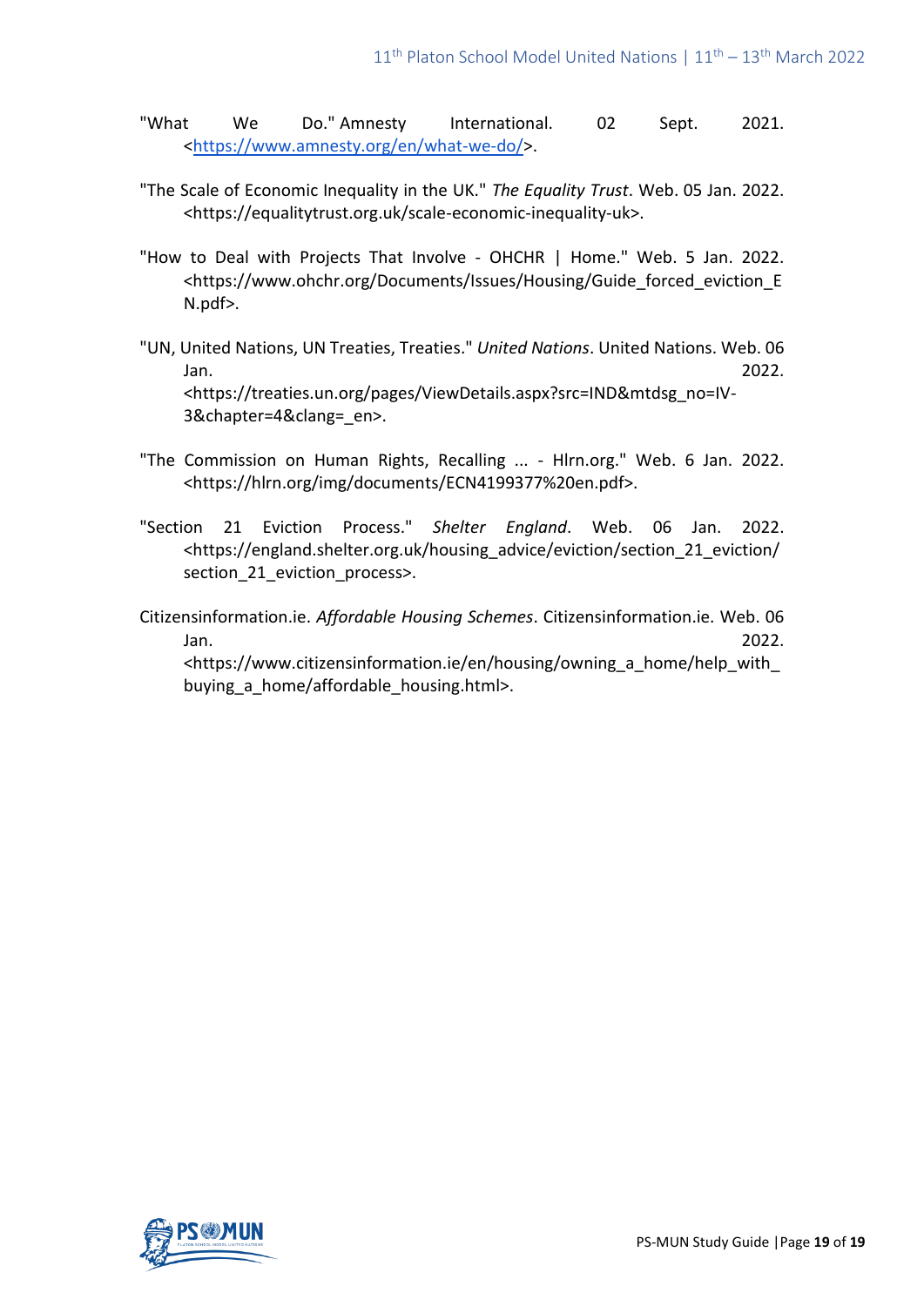"What We Do." Amnesty International. 02 Sept. 2021. <https://www.amnesty.org/en/what-we-do/>.

"The Scale of Economic Inequality in the UK." *The Equality Trust*. Web. 05 Jan. 2022. <https://equalitytrust.org.uk/scale-economic-inequality-uk>.

"How to Deal with Projects That Involve - OHCHR | Home." Web. 5 Jan. 2022. <https://www.ohchr.org/Documents/Issues/Housing/Guide_forced_eviction_EN.pdf>.

"UN, United Nations, UN Treaties, Treaties." *United Nations*. United Nations. Web. 06 Jan. 2022. <https://treaties.un.org/pages/ViewDetails.aspx?src=IND&mtdsg_no=IV-3&chapter=4&clang=_en>.

"The Commission on Human Rights, Recalling ... - Hlrn.org." Web. 6 Jan. 2022. <https://hlrn.org/img/documents/ECN4199377%20en.pdf>.

"Section 21 Eviction Process." *Shelter England*. Web. 06 Jan. 2022. <https://england.shelter.org.uk/housing_advice/eviction/section_21_eviction/section_21_eviction_process>.

Citizensinformation.ie. *Affordable Housing Schemes*. Citizensinformation.ie. Web. 06 Jan. 2022. <https://www.citizensinformation.ie/en/housing/owning_a_home/help_with_buying_a_home/affordable_housing.html>.